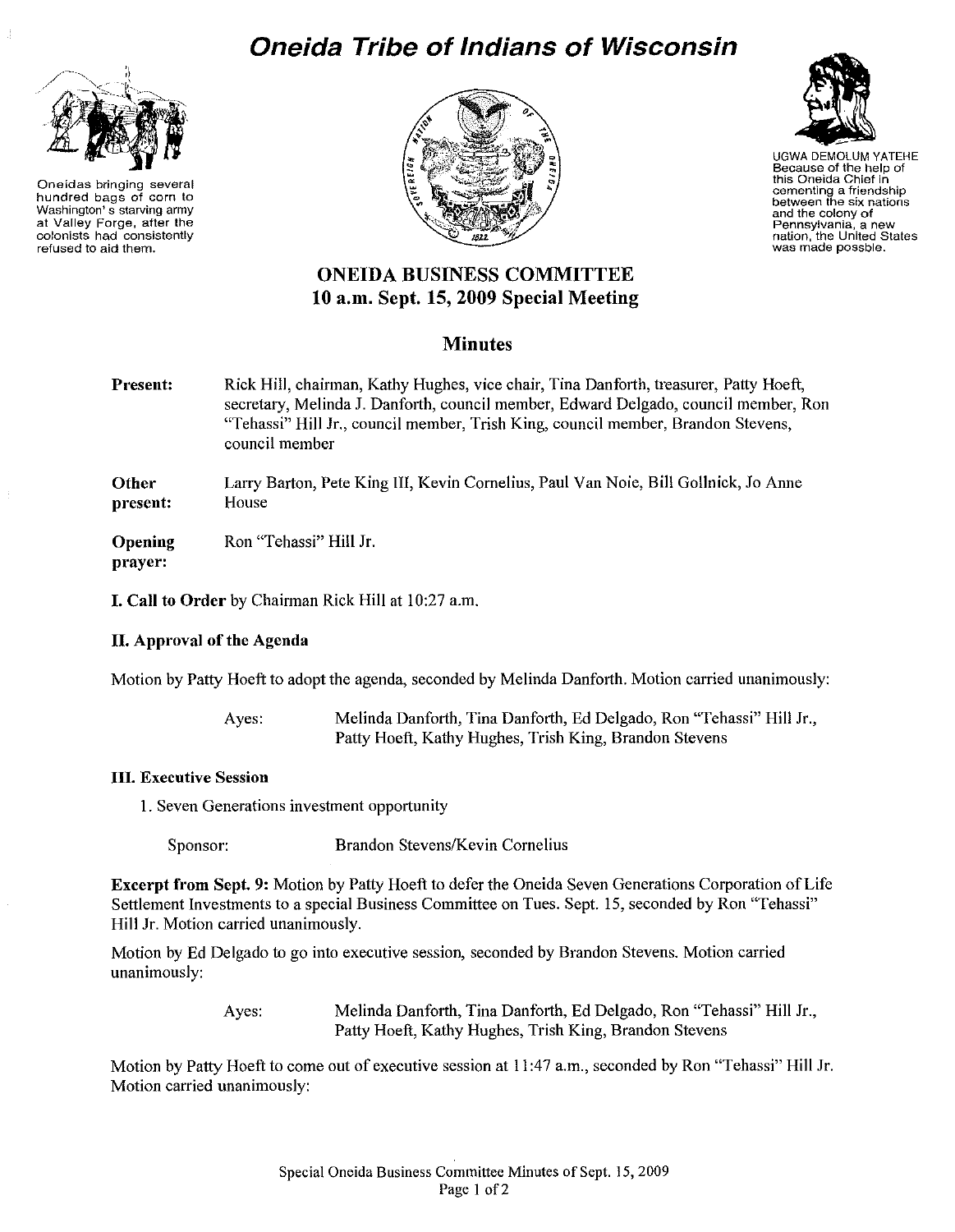# Oneida Tribe of Indians of Wisconsin

Oneidas bringing several hundred bags of corn to Washington's starving army at Valley Forge, after the colonists had consistently refused to aid them.

UGWA DEMOLUM YATEHE
Because of the help of this Oneida Chief in cementing a friendship between the six nations and the colony of Pennsylvania, a new nation, the United States was made possble.

## ONEIDA BUSINESS COMMITTEE
## 10 a.m. Sept. 15, 2009 Special Meeting

### Minutes

**Present:** Rick Hill, chairman, Kathy Hughes, vice chair, Tina Danforth, treasurer, Patty Hoeft, secretary, Melinda J. Danforth, council member, Edward Delgado, council member, Ron "Tehassi" Hill Jr., council member, Trish King, council member, Brandon Stevens, council member

**Other present:** Larry Barton, Pete King III, Kevin Cornelius, Paul Van Noie, Bill Gollnick, Jo Anne House

**Opening prayer:** Ron "Tehassi" Hill Jr.

**I. Call to Order** by Chairman Rick Hill at 10:27 a.m.

**II. Approval of the Agenda**

Motion by Patty Hoeft to adopt the agenda, seconded by Melinda Danforth. Motion carried unanimously:

Ayes: Melinda Danforth, Tina Danforth, Ed Delgado, Ron "Tehassi" Hill Jr., Patty Hoeft, Kathy Hughes, Trish King, Brandon Stevens

**III. Executive Session**

1. Seven Generations investment opportunity

Sponsor: Brandon Stevens/Kevin Cornelius

**Excerpt from Sept. 9:** Motion by Patty Hoeft to defer the Oneida Seven Generations Corporation of Life Settlement Investments to a special Business Committee on Tues. Sept. 15, seconded by Ron "Tehassi" Hill Jr. Motion carried unanimously.

Motion by Ed Delgado to go into executive session, seconded by Brandon Stevens. Motion carried unanimously:

Ayes: Melinda Danforth, Tina Danforth, Ed Delgado, Ron "Tehassi" Hill Jr., Patty Hoeft, Kathy Hughes, Trish King, Brandon Stevens

Motion by Patty Hoeft to come out of executive session at 11:47 a.m., seconded by Ron "Tehassi" Hill Jr. Motion carried unanimously: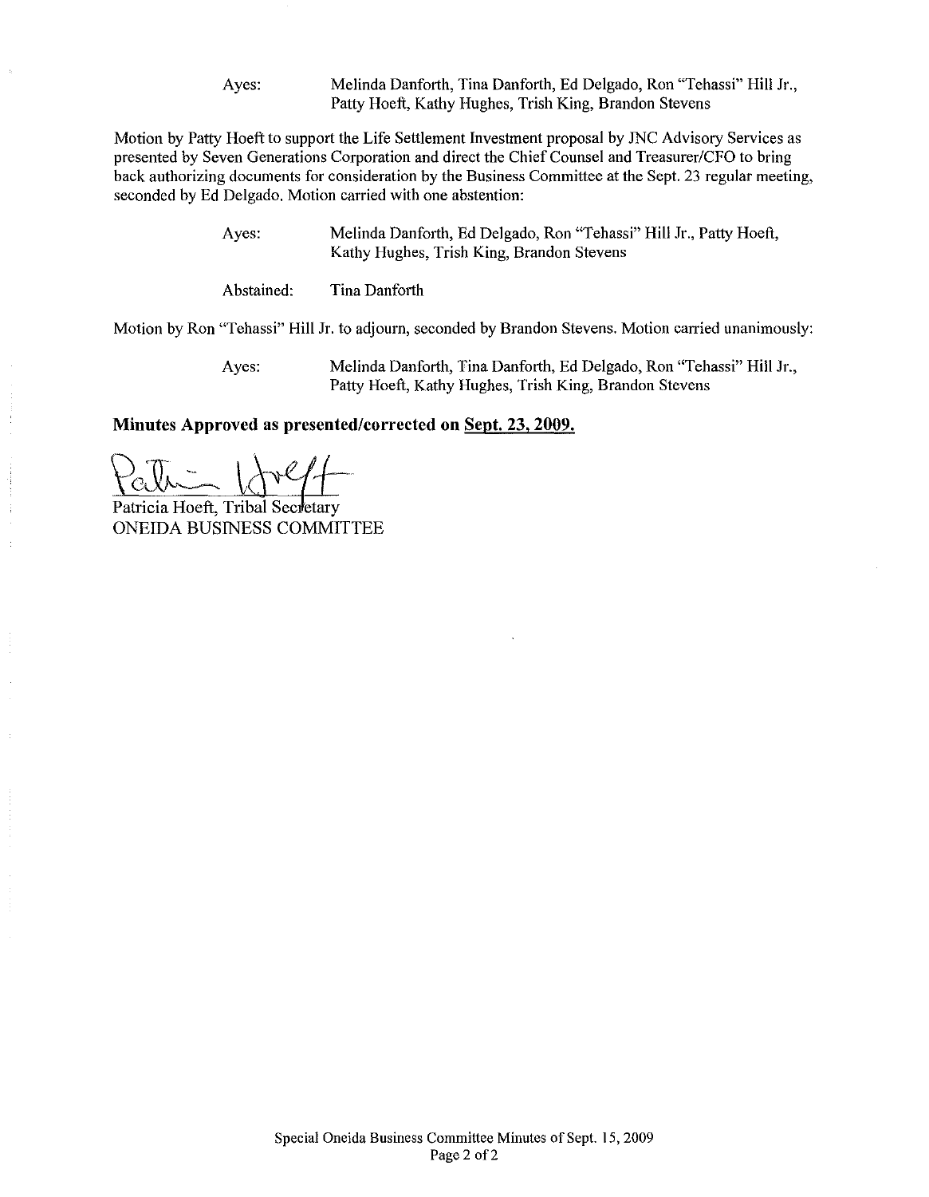Ayes: Melinda Danforth, Tina Danforth, Ed Delgado, Ron "Tehassi" Hill Jr., Patty Hoeft, Kathy Hughes, Trish King, Brandon Stevens

Motion by Patty Hoeft to support the Life Settlement Investment proposal by JNC Advisory Services as presented by Seven Generations Corporation and direct the Chief Counsel and Treasurer/CFO to bring back authorizing documents for consideration by the Business Committee at the Sept. 23 regular meeting, seconded by Ed Delgado. Motion carried with one abstention:

Ayes: Melinda Danforth, Ed Delgado, Ron "Tehassi" Hill Jr., Patty Hoeft, Kathy Hughes, Trish King, Brandon Stevens

Abstained: Tina Danforth

Motion by Ron "Tehassi" Hill Jr. to adjourn, seconded by Brandon Stevens. Motion carried unanimously:

Ayes: Melinda Danforth, Tina Danforth, Ed Delgado, Ron "Tehassi" Hill Jr., Patty Hoeft, Kathy Hughes, Trish King, Brandon Stevens

**Minutes Approved as presented/corrected on Sept. 23, 2009.**

Patricia Hoeft, Tribal Secretary
ONEIDA BUSINESS COMMITTEE